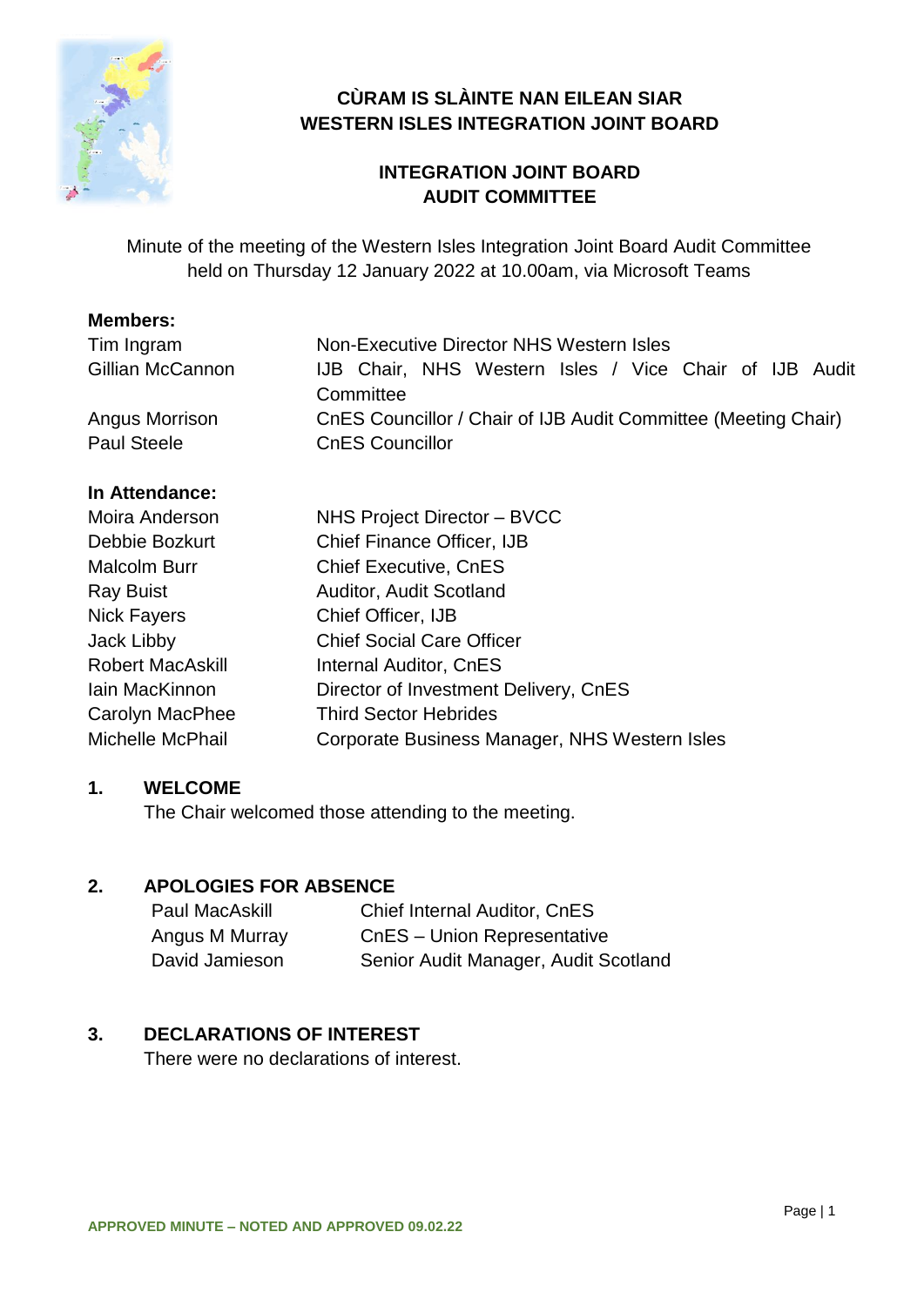# CÙRAM IS SLÀINTE NAN EILEAN SIAR
# WESTERN ISLES INTEGRATION JOINT BOARD

## INTEGRATION JOINT BOARD AUDIT COMMITTEE

Minute of the meeting of the Western Isles Integration Joint Board Audit Committee held on Thursday 12 January 2022 at 10.00am, via Microsoft Teams

**Members:**

| | |
|---|---|
| Tim Ingram | Non-Executive Director NHS Western Isles |
| Gillian McCannon | IJB Chair, NHS Western Isles / Vice Chair of IJB Audit Committee |
| Angus Morrison | CnES Councillor / Chair of IJB Audit Committee (Meeting Chair) |
| Paul Steele | CnES Councillor |

**In Attendance:**

| | |
|---|---|
| Moira Anderson | NHS Project Director – BVCC |
| Debbie Bozkurt | Chief Finance Officer, IJB |
| Malcolm Burr | Chief Executive, CnES |
| Ray Buist | Auditor, Audit Scotland |
| Nick Fayers | Chief Officer, IJB |
| Jack Libby | Chief Social Care Officer |
| Robert MacAskill | Internal Auditor, CnES |
| Iain MacKinnon | Director of Investment Delivery, CnES |
| Carolyn MacPhee | Third Sector Hebrides |
| Michelle McPhail | Corporate Business Manager, NHS Western Isles |

### 1. WELCOME

The Chair welcomed those attending to the meeting.

### 2. APOLOGIES FOR ABSENCE

| | |
|---|---|
| Paul MacAskill | Chief Internal Auditor, CnES |
| Angus M Murray | CnES – Union Representative |
| David Jamieson | Senior Audit Manager, Audit Scotland |

### 3. DECLARATIONS OF INTEREST

There were no declarations of interest.

APPROVED MINUTE – NOTED AND APPROVED 09.02.22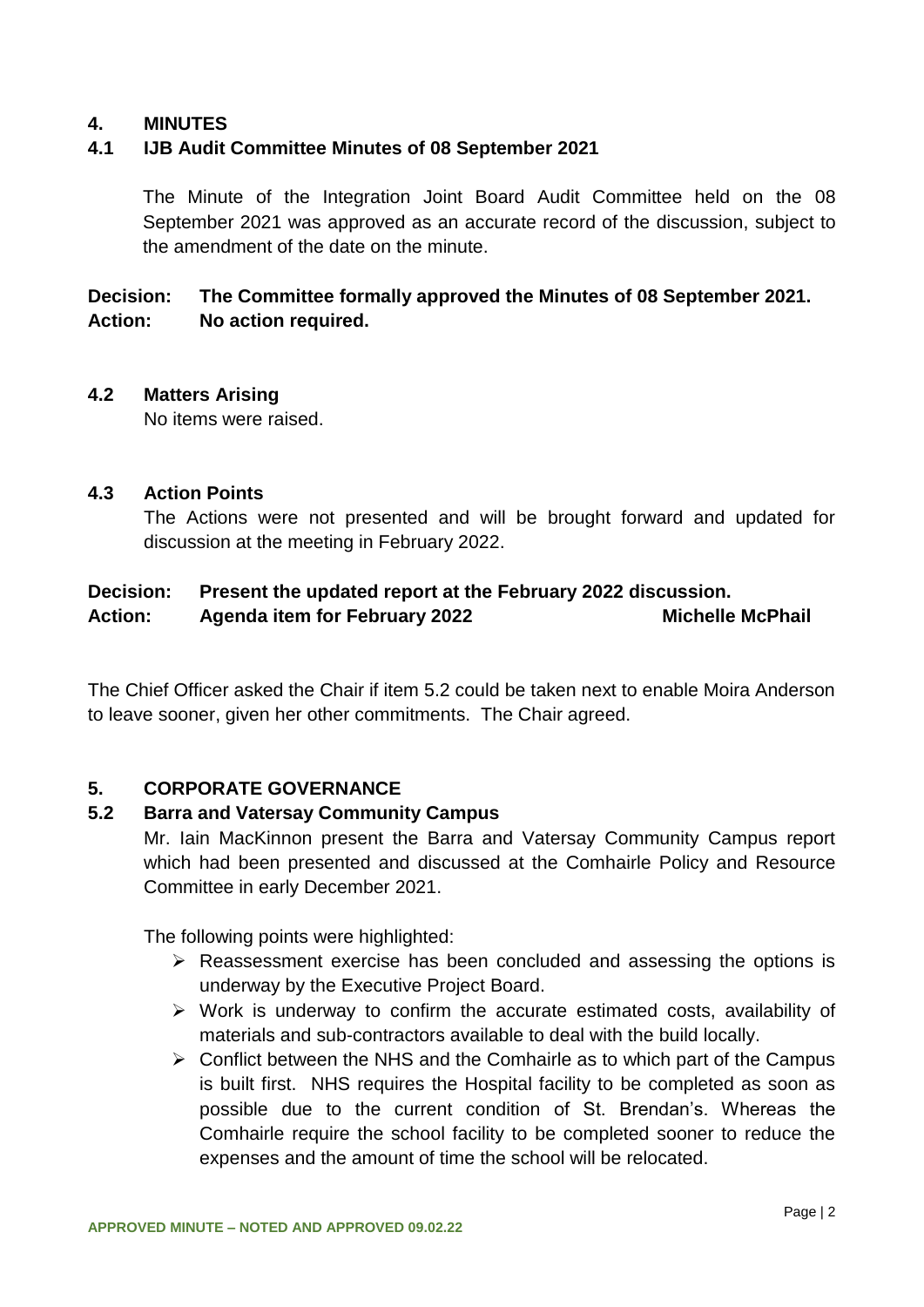## 4. MINUTES

### 4.1 IJB Audit Committee Minutes of 08 September 2021

The Minute of the Integration Joint Board Audit Committee held on the 08 September 2021 was approved as an accurate record of the discussion, subject to the amendment of the date on the minute.

**Decision: The Committee formally approved the Minutes of 08 September 2021.**
**Action: No action required.**

### 4.2 Matters Arising

No items were raised.

### 4.3 Action Points

The Actions were not presented and will be brought forward and updated for discussion at the meeting in February 2022.

**Decision: Present the updated report at the February 2022 discussion.**
**Action: Agenda item for February 2022 — Michelle McPhail**

The Chief Officer asked the Chair if item 5.2 could be taken next to enable Moira Anderson to leave sooner, given her other commitments. The Chair agreed.

## 5. CORPORATE GOVERNANCE

### 5.2 Barra and Vatersay Community Campus

Mr. Iain MacKinnon present the Barra and Vatersay Community Campus report which had been presented and discussed at the Comhairle Policy and Resource Committee in early December 2021.

The following points were highlighted:

- Reassessment exercise has been concluded and assessing the options is underway by the Executive Project Board.
- Work is underway to confirm the accurate estimated costs, availability of materials and sub-contractors available to deal with the build locally.
- Conflict between the NHS and the Comhairle as to which part of the Campus is built first. NHS requires the Hospital facility to be completed as soon as possible due to the current condition of St. Brendan's. Whereas the Comhairle require the school facility to be completed sooner to reduce the expenses and the amount of time the school will be relocated.

APPROVED MINUTE – NOTED AND APPROVED 09.02.22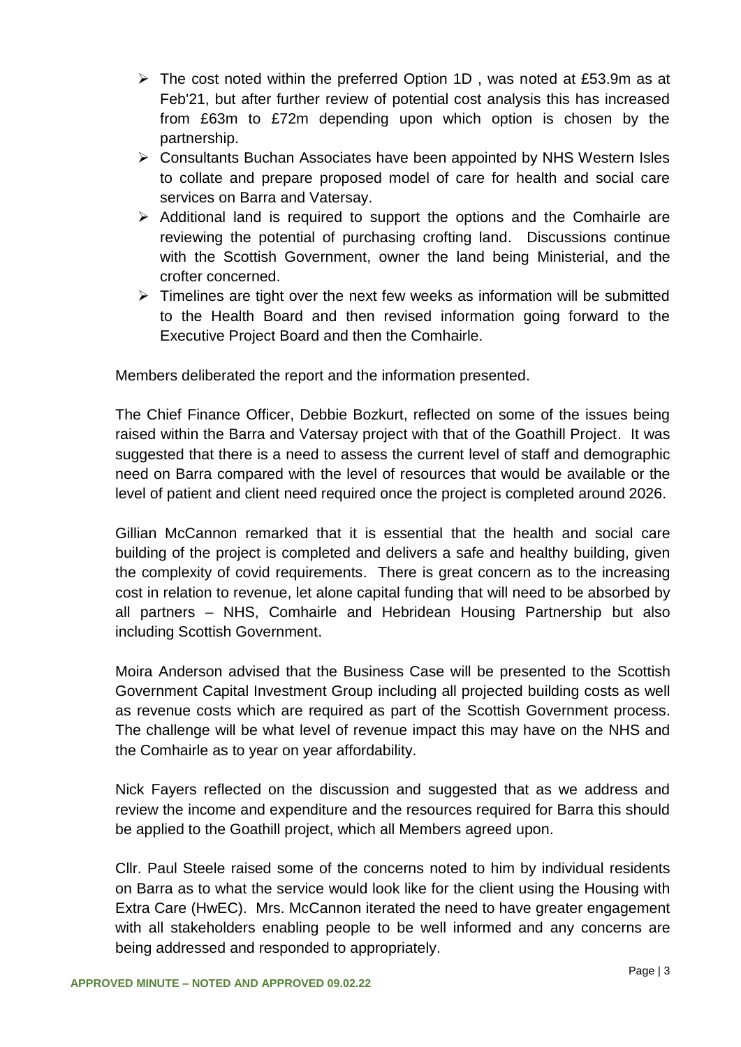- The cost noted within the preferred Option 1D , was noted at £53.9m as at Feb'21, but after further review of potential cost analysis this has increased from £63m to £72m depending upon which option is chosen by the partnership.
- Consultants Buchan Associates have been appointed by NHS Western Isles to collate and prepare proposed model of care for health and social care services on Barra and Vatersay.
- Additional land is required to support the options and the Comhairle are reviewing the potential of purchasing crofting land. Discussions continue with the Scottish Government, owner the land being Ministerial, and the crofter concerned.
- Timelines are tight over the next few weeks as information will be submitted to the Health Board and then revised information going forward to the Executive Project Board and then the Comhairle.

Members deliberated the report and the information presented.

The Chief Finance Officer, Debbie Bozkurt, reflected on some of the issues being raised within the Barra and Vatersay project with that of the Goathill Project. It was suggested that there is a need to assess the current level of staff and demographic need on Barra compared with the level of resources that would be available or the level of patient and client need required once the project is completed around 2026.

Gillian McCannon remarked that it is essential that the health and social care building of the project is completed and delivers a safe and healthy building, given the complexity of covid requirements. There is great concern as to the increasing cost in relation to revenue, let alone capital funding that will need to be absorbed by all partners – NHS, Comhairle and Hebridean Housing Partnership but also including Scottish Government.

Moira Anderson advised that the Business Case will be presented to the Scottish Government Capital Investment Group including all projected building costs as well as revenue costs which are required as part of the Scottish Government process. The challenge will be what level of revenue impact this may have on the NHS and the Comhairle as to year on year affordability.

Nick Fayers reflected on the discussion and suggested that as we address and review the income and expenditure and the resources required for Barra this should be applied to the Goathill project, which all Members agreed upon.

Cllr. Paul Steele raised some of the concerns noted to him by individual residents on Barra as to what the service would look like for the client using the Housing with Extra Care (HwEC). Mrs. McCannon iterated the need to have greater engagement with all stakeholders enabling people to be well informed and any concerns are being addressed and responded to appropriately.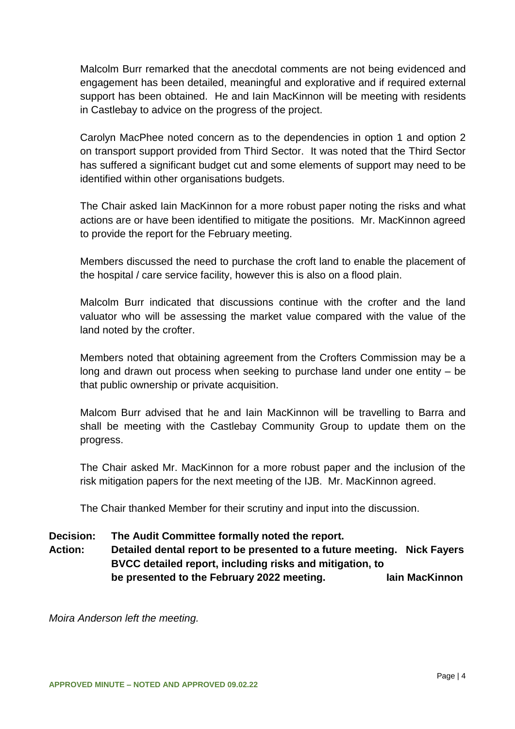Malcolm Burr remarked that the anecdotal comments are not being evidenced and engagement has been detailed, meaningful and explorative and if required external support has been obtained. He and Iain MacKinnon will be meeting with residents in Castlebay to advice on the progress of the project.

Carolyn MacPhee noted concern as to the dependencies in option 1 and option 2 on transport support provided from Third Sector. It was noted that the Third Sector has suffered a significant budget cut and some elements of support may need to be identified within other organisations budgets.

The Chair asked Iain MacKinnon for a more robust paper noting the risks and what actions are or have been identified to mitigate the positions. Mr. MacKinnon agreed to provide the report for the February meeting.

Members discussed the need to purchase the croft land to enable the placement of the hospital / care service facility, however this is also on a flood plain.

Malcolm Burr indicated that discussions continue with the crofter and the land valuator who will be assessing the market value compared with the value of the land noted by the crofter.

Members noted that obtaining agreement from the Crofters Commission may be a long and drawn out process when seeking to purchase land under one entity – be that public ownership or private acquisition.

Malcom Burr advised that he and Iain MacKinnon will be travelling to Barra and shall be meeting with the Castlebay Community Group to update them on the progress.

The Chair asked Mr. MacKinnon for a more robust paper and the inclusion of the risk mitigation papers for the next meeting of the IJB. Mr. MacKinnon agreed.

The Chair thanked Member for their scrutiny and input into the discussion.

**Decision:** **The Audit Committee formally noted the report.**

**Action:** **Detailed dental report to be presented to a future meeting.** **Nick Fayers**

**BVCC detailed report, including risks and mitigation, to be presented to the February 2022 meeting.** **Iain MacKinnon**

*Moira Anderson left the meeting.*

**APPROVED MINUTE – NOTED AND APPROVED 09.02.22**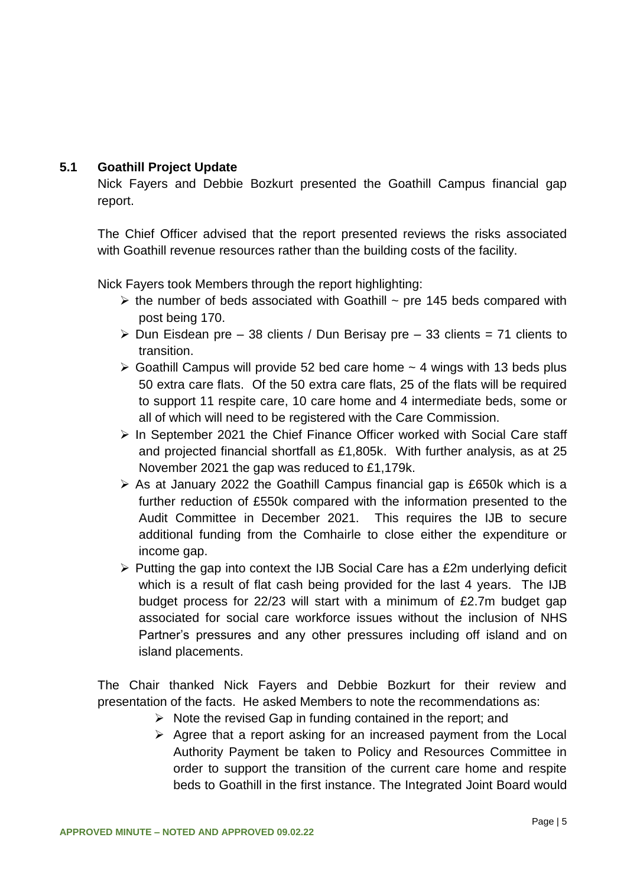### 5.1 Goathill Project Update

Nick Fayers and Debbie Bozkurt presented the Goathill Campus financial gap report.

The Chief Officer advised that the report presented reviews the risks associated with Goathill revenue resources rather than the building costs of the facility.

Nick Fayers took Members through the report highlighting:

- the number of beds associated with Goathill ~ pre 145 beds compared with post being 170.
- Dun Eisdean pre – 38 clients / Dun Berisay pre – 33 clients = 71 clients to transition.
- Goathill Campus will provide 52 bed care home ~ 4 wings with 13 beds plus 50 extra care flats. Of the 50 extra care flats, 25 of the flats will be required to support 11 respite care, 10 care home and 4 intermediate beds, some or all of which will need to be registered with the Care Commission.
- In September 2021 the Chief Finance Officer worked with Social Care staff and projected financial shortfall as £1,805k. With further analysis, as at 25 November 2021 the gap was reduced to £1,179k.
- As at January 2022 the Goathill Campus financial gap is £650k which is a further reduction of £550k compared with the information presented to the Audit Committee in December 2021. This requires the IJB to secure additional funding from the Comhairle to close either the expenditure or income gap.
- Putting the gap into context the IJB Social Care has a £2m underlying deficit which is a result of flat cash being provided for the last 4 years. The IJB budget process for 22/23 will start with a minimum of £2.7m budget gap associated for social care workforce issues without the inclusion of NHS Partner's pressures and any other pressures including off island and on island placements.

The Chair thanked Nick Fayers and Debbie Bozkurt for their review and presentation of the facts. He asked Members to note the recommendations as:

- Note the revised Gap in funding contained in the report; and
- Agree that a report asking for an increased payment from the Local Authority Payment be taken to Policy and Resources Committee in order to support the transition of the current care home and respite beds to Goathill in the first instance. The Integrated Joint Board would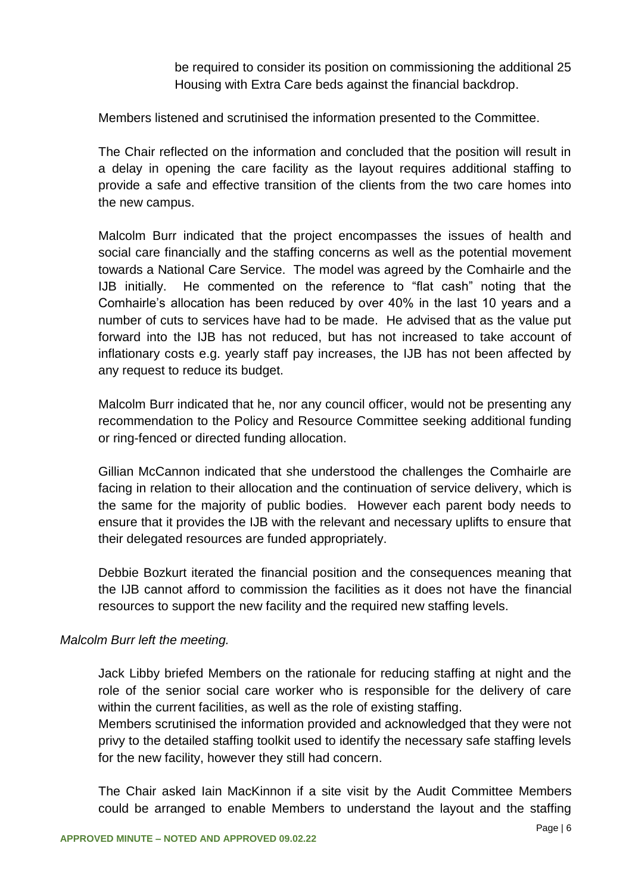be required to consider its position on commissioning the additional 25 Housing with Extra Care beds against the financial backdrop.

Members listened and scrutinised the information presented to the Committee.

The Chair reflected on the information and concluded that the position will result in a delay in opening the care facility as the layout requires additional staffing to provide a safe and effective transition of the clients from the two care homes into the new campus.

Malcolm Burr indicated that the project encompasses the issues of health and social care financially and the staffing concerns as well as the potential movement towards a National Care Service. The model was agreed by the Comhairle and the IJB initially. He commented on the reference to "flat cash" noting that the Comhairle's allocation has been reduced by over 40% in the last 10 years and a number of cuts to services have had to be made. He advised that as the value put forward into the IJB has not reduced, but has not increased to take account of inflationary costs e.g. yearly staff pay increases, the IJB has not been affected by any request to reduce its budget.

Malcolm Burr indicated that he, nor any council officer, would not be presenting any recommendation to the Policy and Resource Committee seeking additional funding or ring-fenced or directed funding allocation.

Gillian McCannon indicated that she understood the challenges the Comhairle are facing in relation to their allocation and the continuation of service delivery, which is the same for the majority of public bodies. However each parent body needs to ensure that it provides the IJB with the relevant and necessary uplifts to ensure that their delegated resources are funded appropriately.

Debbie Bozkurt iterated the financial position and the consequences meaning that the IJB cannot afford to commission the facilities as it does not have the financial resources to support the new facility and the required new staffing levels.

*Malcolm Burr left the meeting.*

Jack Libby briefed Members on the rationale for reducing staffing at night and the role of the senior social care worker who is responsible for the delivery of care within the current facilities, as well as the role of existing staffing.
Members scrutinised the information provided and acknowledged that they were not privy to the detailed staffing toolkit used to identify the necessary safe staffing levels for the new facility, however they still had concern.

The Chair asked Iain MacKinnon if a site visit by the Audit Committee Members could be arranged to enable Members to understand the layout and the staffing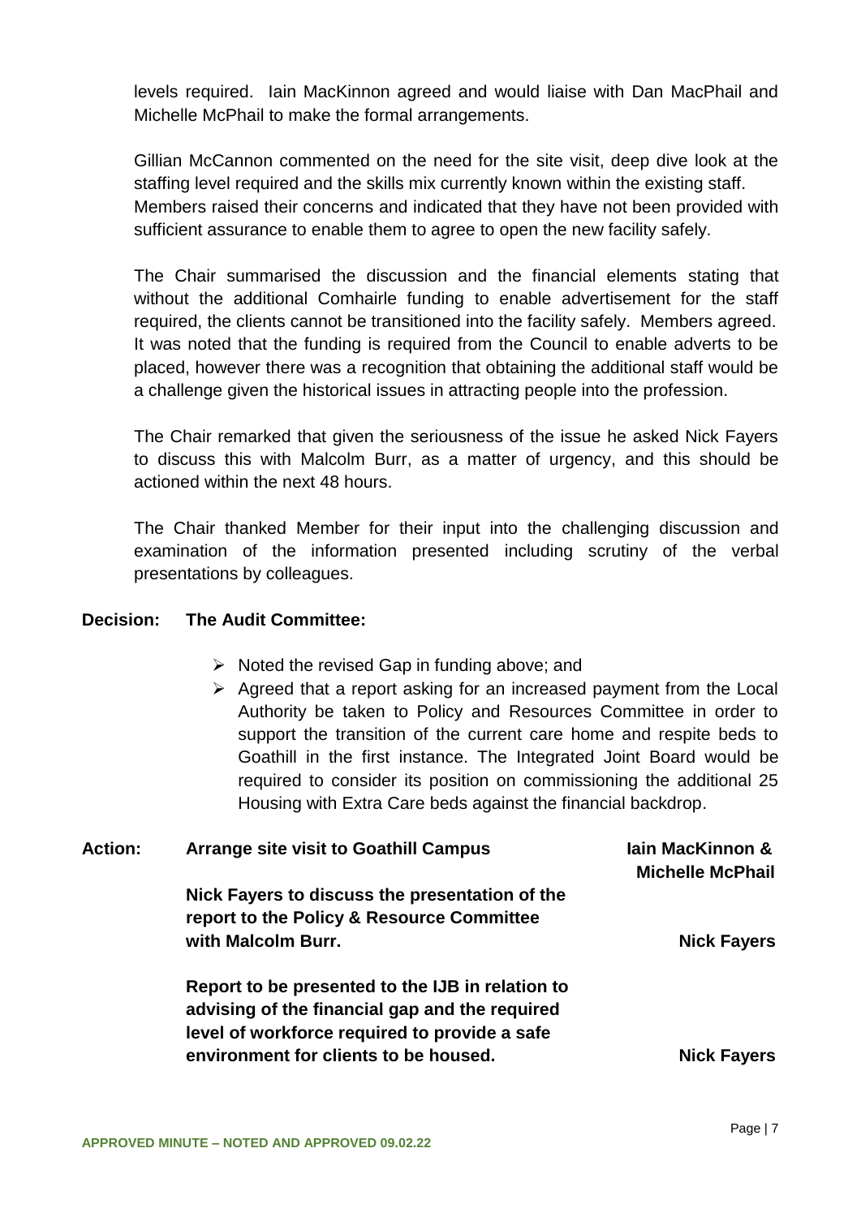levels required. Iain MacKinnon agreed and would liaise with Dan MacPhail and Michelle McPhail to make the formal arrangements.

Gillian McCannon commented on the need for the site visit, deep dive look at the staffing level required and the skills mix currently known within the existing staff. Members raised their concerns and indicated that they have not been provided with sufficient assurance to enable them to agree to open the new facility safely.

The Chair summarised the discussion and the financial elements stating that without the additional Comhairle funding to enable advertisement for the staff required, the clients cannot be transitioned into the facility safely. Members agreed. It was noted that the funding is required from the Council to enable adverts to be placed, however there was a recognition that obtaining the additional staff would be a challenge given the historical issues in attracting people into the profession.

The Chair remarked that given the seriousness of the issue he asked Nick Fayers to discuss this with Malcolm Burr, as a matter of urgency, and this should be actioned within the next 48 hours.

The Chair thanked Member for their input into the challenging discussion and examination of the information presented including scrutiny of the verbal presentations by colleagues.

**Decision: The Audit Committee:**

- Noted the revised Gap in funding above; and
- Agreed that a report asking for an increased payment from the Local Authority be taken to Policy and Resources Committee in order to support the transition of the current care home and respite beds to Goathill in the first instance. The Integrated Joint Board would be required to consider its position on commissioning the additional 25 Housing with Extra Care beds against the financial backdrop.

**Action:**

| Action | Responsible |
|---|---|
| **Arrange site visit to Goathill Campus** | **Iain MacKinnon & Michelle McPhail** |
| **Nick Fayers to discuss the presentation of the report to the Policy & Resource Committee with Malcolm Burr.** | **Nick Fayers** |
| **Report to be presented to the IJB in relation to advising of the financial gap and the required level of workforce required to provide a safe environment for clients to be housed.** | **Nick Fayers** |

APPROVED MINUTE – NOTED AND APPROVED 09.02.22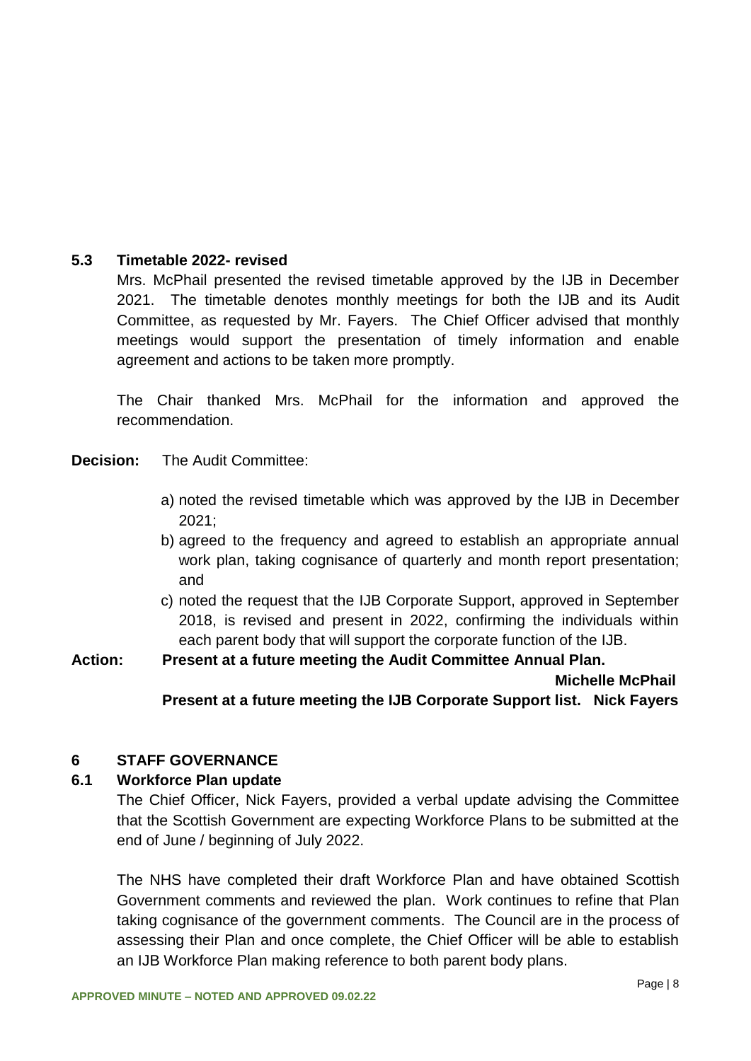### 5.3 Timetable 2022- revised

Mrs. McPhail presented the revised timetable approved by the IJB in December 2021. The timetable denotes monthly meetings for both the IJB and its Audit Committee, as requested by Mr. Fayers. The Chief Officer advised that monthly meetings would support the presentation of timely information and enable agreement and actions to be taken more promptly.

The Chair thanked Mrs. McPhail for the information and approved the recommendation.

**Decision:** The Audit Committee:

a) noted the revised timetable which was approved by the IJB in December 2021;

b) agreed to the frequency and agreed to establish an appropriate annual work plan, taking cognisance of quarterly and month report presentation; and

c) noted the request that the IJB Corporate Support, approved in September 2018, is revised and present in 2022, confirming the individuals within each parent body that will support the corporate function of the IJB.

**Action: Present at a future meeting the Audit Committee Annual Plan. Michelle McPhail**

**Present at a future meeting the IJB Corporate Support list. Nick Fayers**

## 6 STAFF GOVERNANCE

### 6.1 Workforce Plan update

The Chief Officer, Nick Fayers, provided a verbal update advising the Committee that the Scottish Government are expecting Workforce Plans to be submitted at the end of June / beginning of July 2022.

The NHS have completed their draft Workforce Plan and have obtained Scottish Government comments and reviewed the plan. Work continues to refine that Plan taking cognisance of the government comments. The Council are in the process of assessing their Plan and once complete, the Chief Officer will be able to establish an IJB Workforce Plan making reference to both parent body plans.

APPROVED MINUTE – NOTED AND APPROVED 09.02.22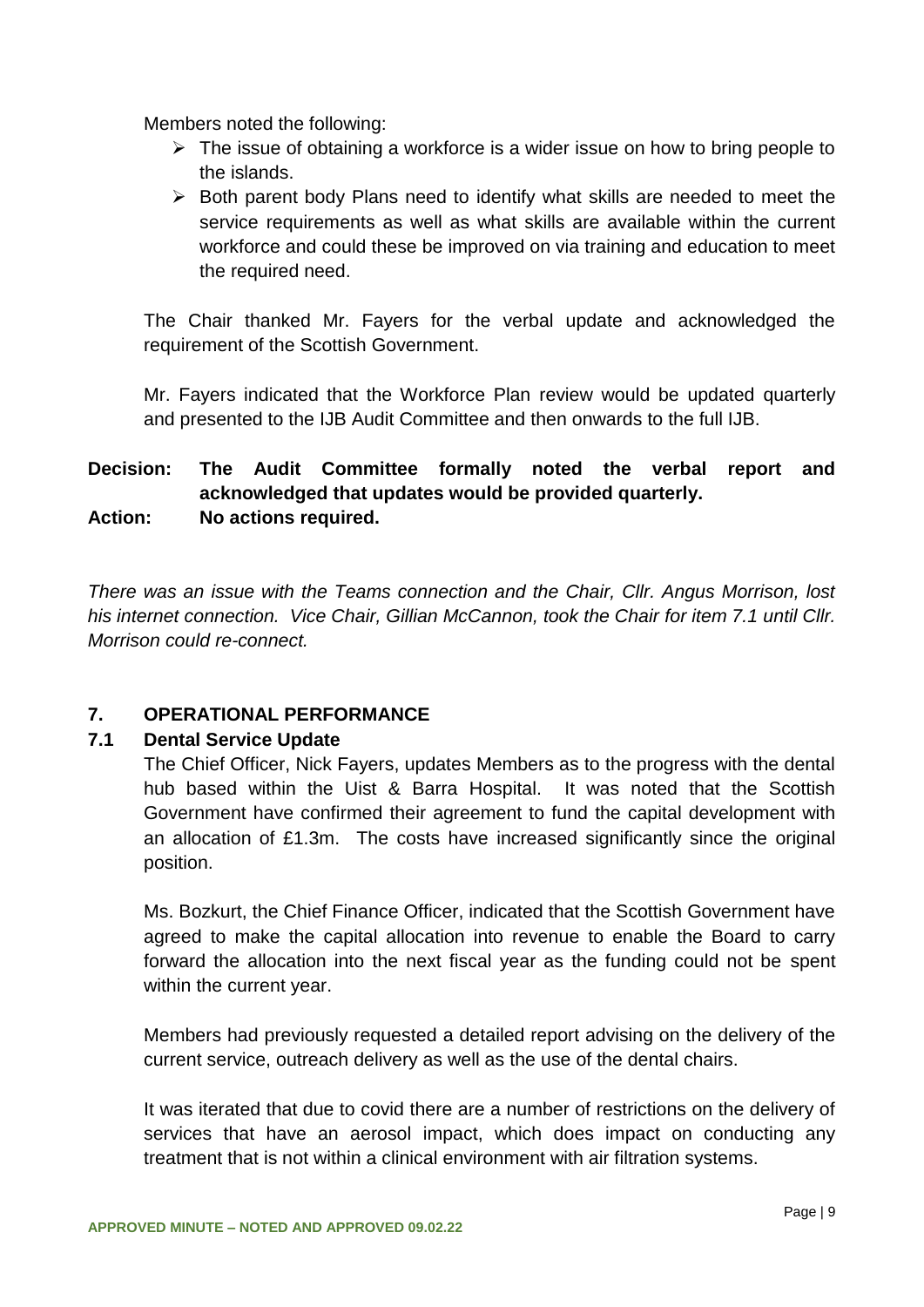Members noted the following:

- The issue of obtaining a workforce is a wider issue on how to bring people to the islands.
- Both parent body Plans need to identify what skills are needed to meet the service requirements as well as what skills are available within the current workforce and could these be improved on via training and education to meet the required need.

The Chair thanked Mr. Fayers for the verbal update and acknowledged the requirement of the Scottish Government.

Mr. Fayers indicated that the Workforce Plan review would be updated quarterly and presented to the IJB Audit Committee and then onwards to the full IJB.

**Decision: The Audit Committee formally noted the verbal report and acknowledged that updates would be provided quarterly.**
**Action: No actions required.**

*There was an issue with the Teams connection and the Chair, Cllr. Angus Morrison, lost his internet connection. Vice Chair, Gillian McCannon, took the Chair for item 7.1 until Cllr. Morrison could re-connect.*

## 7. OPERATIONAL PERFORMANCE

### 7.1 Dental Service Update

The Chief Officer, Nick Fayers, updates Members as to the progress with the dental hub based within the Uist & Barra Hospital. It was noted that the Scottish Government have confirmed their agreement to fund the capital development with an allocation of £1.3m. The costs have increased significantly since the original position.

Ms. Bozkurt, the Chief Finance Officer, indicated that the Scottish Government have agreed to make the capital allocation into revenue to enable the Board to carry forward the allocation into the next fiscal year as the funding could not be spent within the current year.

Members had previously requested a detailed report advising on the delivery of the current service, outreach delivery as well as the use of the dental chairs.

It was iterated that due to covid there are a number of restrictions on the delivery of services that have an aerosol impact, which does impact on conducting any treatment that is not within a clinical environment with air filtration systems.

APPROVED MINUTE – NOTED AND APPROVED 09.02.22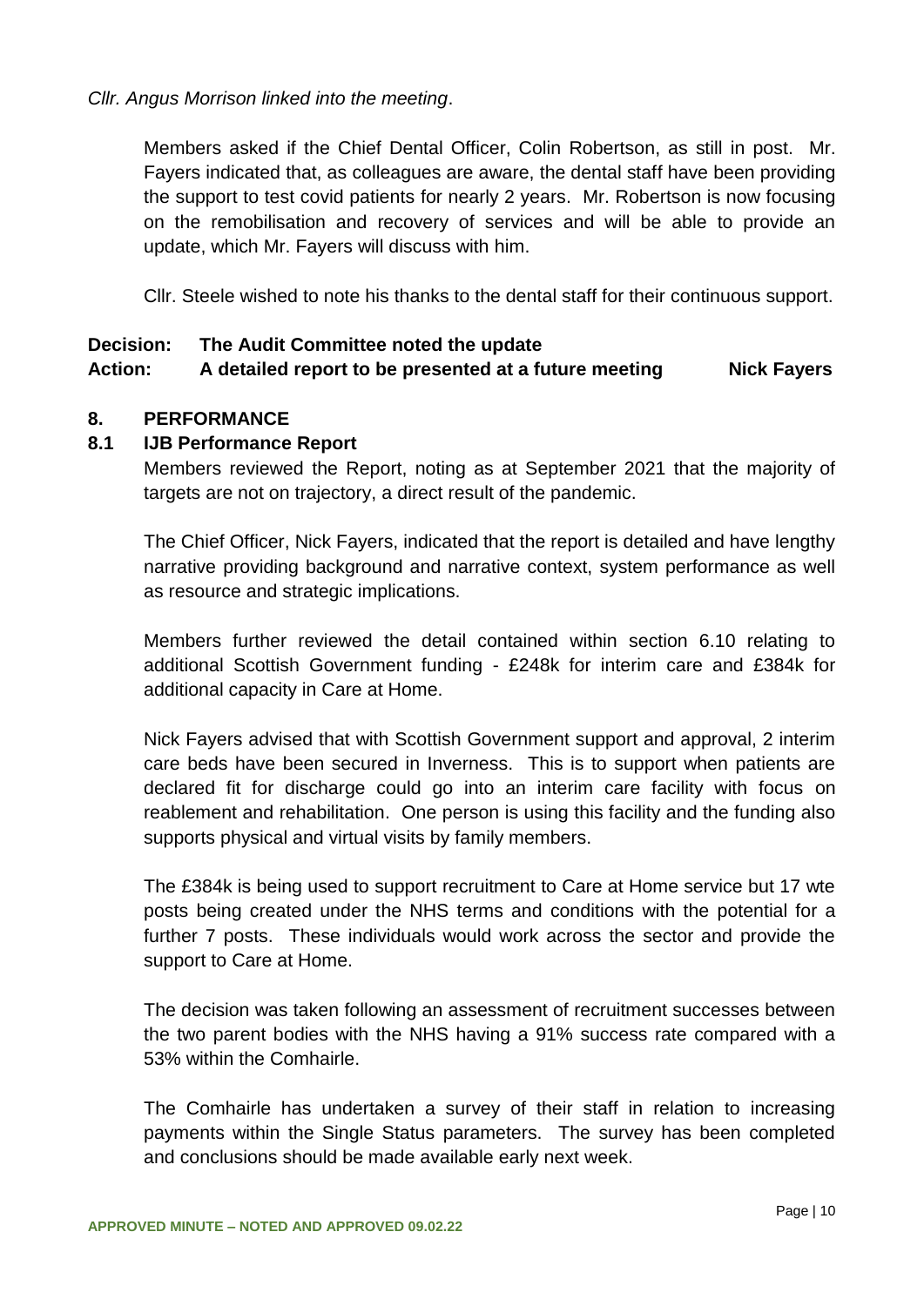*Cllr. Angus Morrison linked into the meeting*.

Members asked if the Chief Dental Officer, Colin Robertson, as still in post. Mr. Fayers indicated that, as colleagues are aware, the dental staff have been providing the support to test covid patients for nearly 2 years. Mr. Robertson is now focusing on the remobilisation and recovery of services and will be able to provide an update, which Mr. Fayers will discuss with him.

Cllr. Steele wished to note his thanks to the dental staff for their continuous support.

**Decision: The Audit Committee noted the update**
**Action: A detailed report to be presented at a future meeting — Nick Fayers**

## 8. PERFORMANCE

### 8.1 IJB Performance Report

Members reviewed the Report, noting as at September 2021 that the majority of targets are not on trajectory, a direct result of the pandemic.

The Chief Officer, Nick Fayers, indicated that the report is detailed and have lengthy narrative providing background and narrative context, system performance as well as resource and strategic implications.

Members further reviewed the detail contained within section 6.10 relating to additional Scottish Government funding - £248k for interim care and £384k for additional capacity in Care at Home.

Nick Fayers advised that with Scottish Government support and approval, 2 interim care beds have been secured in Inverness. This is to support when patients are declared fit for discharge could go into an interim care facility with focus on reablement and rehabilitation. One person is using this facility and the funding also supports physical and virtual visits by family members.

The £384k is being used to support recruitment to Care at Home service but 17 wte posts being created under the NHS terms and conditions with the potential for a further 7 posts. These individuals would work across the sector and provide the support to Care at Home.

The decision was taken following an assessment of recruitment successes between the two parent bodies with the NHS having a 91% success rate compared with a 53% within the Comhairle.

The Comhairle has undertaken a survey of their staff in relation to increasing payments within the Single Status parameters. The survey has been completed and conclusions should be made available early next week.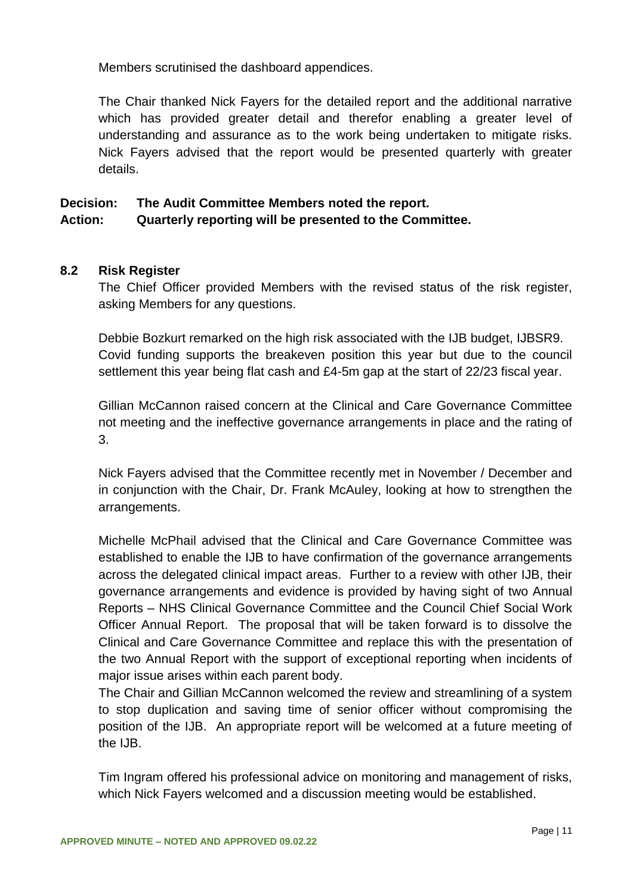Members scrutinised the dashboard appendices.

The Chair thanked Nick Fayers for the detailed report and the additional narrative which has provided greater detail and therefor enabling a greater level of understanding and assurance as to the work being undertaken to mitigate risks. Nick Fayers advised that the report would be presented quarterly with greater details.

**Decision: The Audit Committee Members noted the report.**
**Action: Quarterly reporting will be presented to the Committee.**

### 8.2 Risk Register

The Chief Officer provided Members with the revised status of the risk register, asking Members for any questions.

Debbie Bozkurt remarked on the high risk associated with the IJB budget, IJBSR9. Covid funding supports the breakeven position this year but due to the council settlement this year being flat cash and £4-5m gap at the start of 22/23 fiscal year.

Gillian McCannon raised concern at the Clinical and Care Governance Committee not meeting and the ineffective governance arrangements in place and the rating of 3.

Nick Fayers advised that the Committee recently met in November / December and in conjunction with the Chair, Dr. Frank McAuley, looking at how to strengthen the arrangements.

Michelle McPhail advised that the Clinical and Care Governance Committee was established to enable the IJB to have confirmation of the governance arrangements across the delegated clinical impact areas. Further to a review with other IJB, their governance arrangements and evidence is provided by having sight of two Annual Reports – NHS Clinical Governance Committee and the Council Chief Social Work Officer Annual Report. The proposal that will be taken forward is to dissolve the Clinical and Care Governance Committee and replace this with the presentation of the two Annual Report with the support of exceptional reporting when incidents of major issue arises within each parent body.

The Chair and Gillian McCannon welcomed the review and streamlining of a system to stop duplication and saving time of senior officer without compromising the position of the IJB. An appropriate report will be welcomed at a future meeting of the IJB.

Tim Ingram offered his professional advice on monitoring and management of risks, which Nick Fayers welcomed and a discussion meeting would be established.

APPROVED MINUTE – NOTED AND APPROVED 09.02.22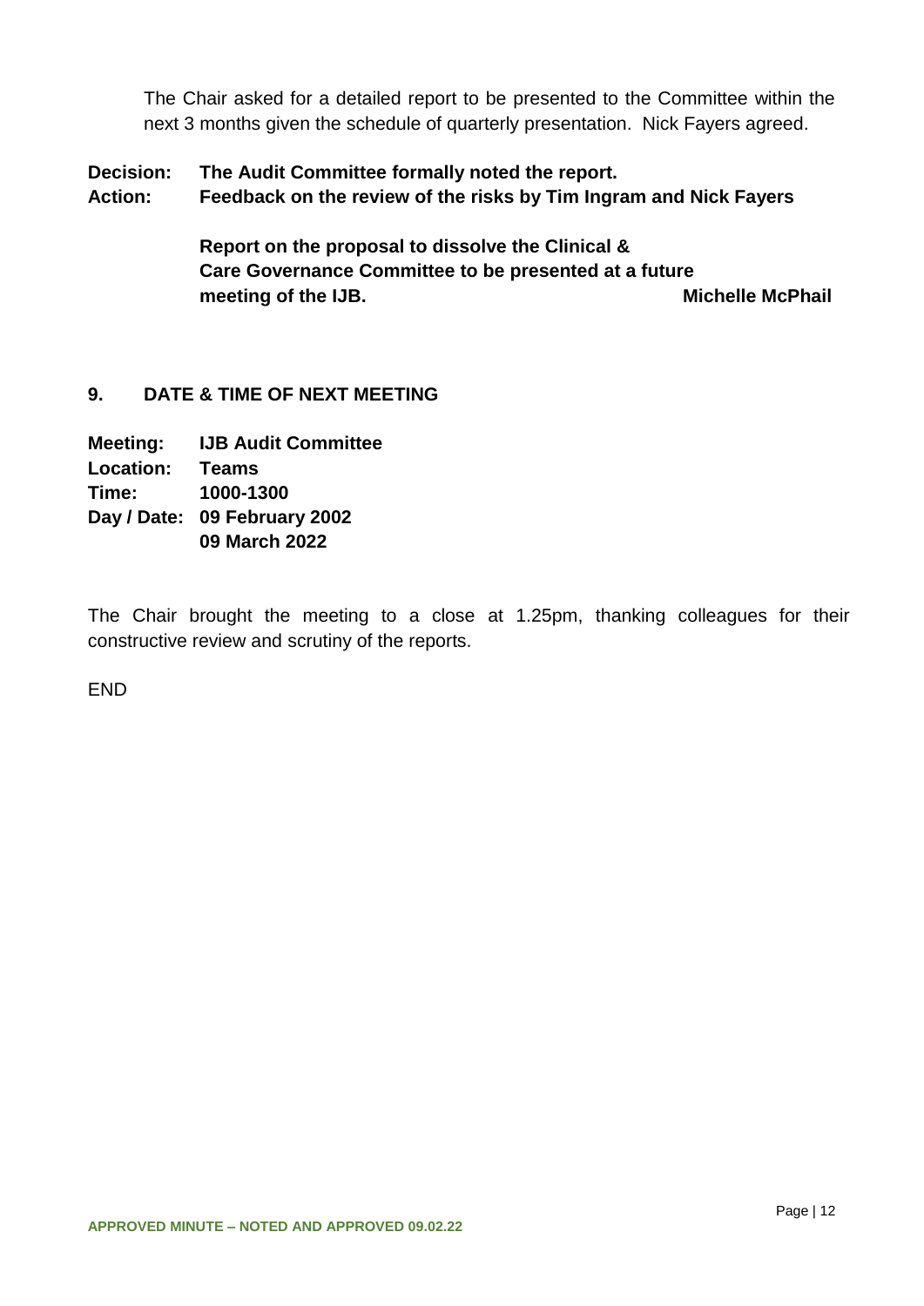The Chair asked for a detailed report to be presented to the Committee within the next 3 months given the schedule of quarterly presentation. Nick Fayers agreed.

**Decision: The Audit Committee formally noted the report.**
**Action: Feedback on the review of the risks by Tim Ingram and Nick Fayers**

**Report on the proposal to dissolve the Clinical & Care Governance Committee to be presented at a future meeting of the IJB. Michelle McPhail**

## 9. DATE & TIME OF NEXT MEETING

**Meeting: IJB Audit Committee**
**Location: Teams**
**Time: 1000-1300**
**Day / Date: 09 February 2002**
**09 March 2022**

The Chair brought the meeting to a close at 1.25pm, thanking colleagues for their constructive review and scrutiny of the reports.

END

**APPROVED MINUTE – NOTED AND APPROVED 09.02.22**